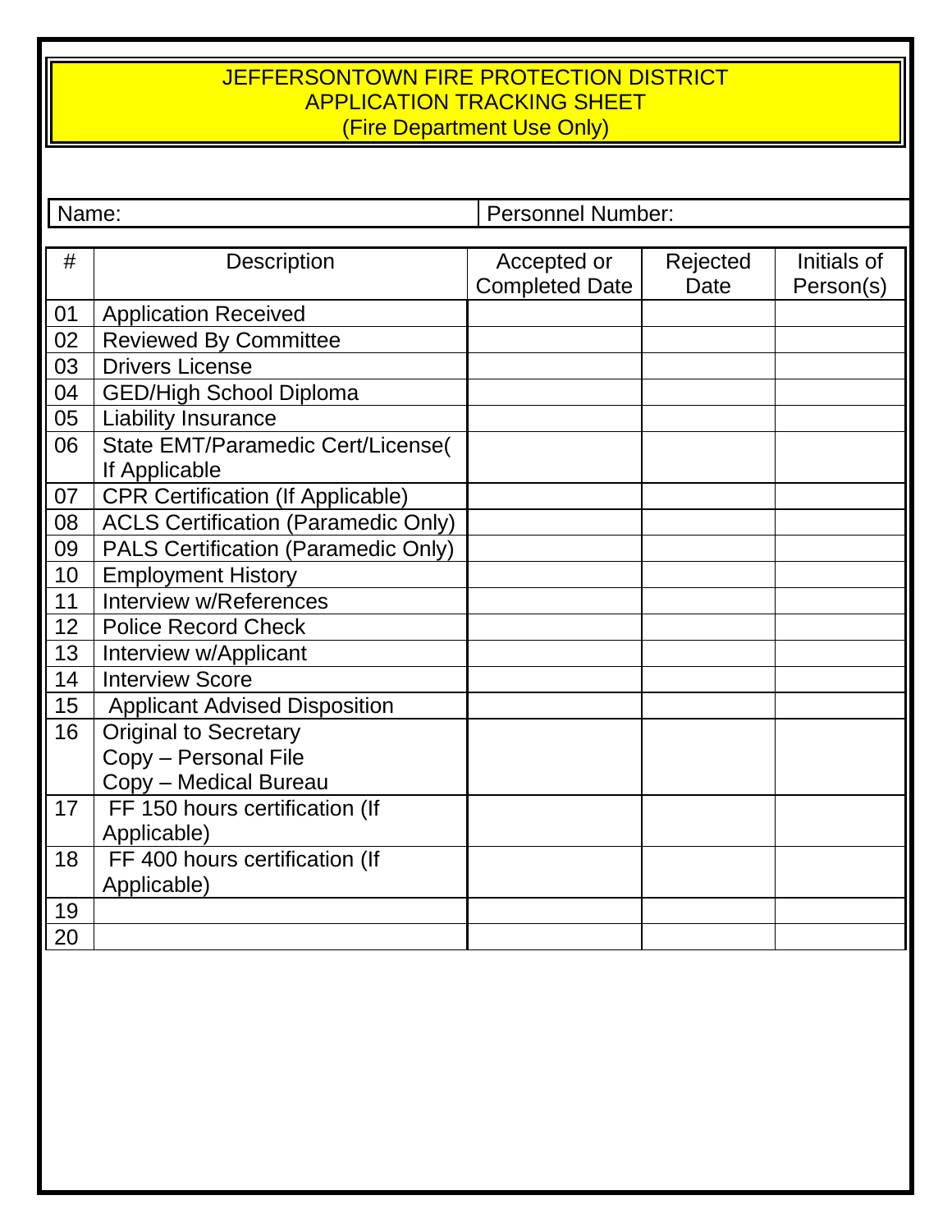# JEFFERSONTOWN FIRE PROTECTION DISTRICT
## APPLICATION TRACKING SHEET
(Fire Department Use Only)

| Name: | Personnel Number: |
|---|---|

| # | Description | Accepted or Completed Date | Rejected Date | Initials of Person(s) |
|---|---|---|---|---|
| 01 | Application Received | | | |
| 02 | Reviewed By Committee | | | |
| 03 | Drivers License | | | |
| 04 | GED/High School Diploma | | | |
| 05 | Liability Insurance | | | |
| 06 | State EMT/Paramedic Cert/License( If Applicable | | | |
| 07 | CPR Certification (If Applicable) | | | |
| 08 | ACLS Certification (Paramedic Only) | | | |
| 09 | PALS Certification (Paramedic Only) | | | |
| 10 | Employment History | | | |
| 11 | Interview w/References | | | |
| 12 | Police Record Check | | | |
| 13 | Interview w/Applicant | | | |
| 14 | Interview Score | | | |
| 15 | Applicant Advised Disposition | | | |
| 16 | Original to Secretary<br>Copy – Personal File<br>Copy – Medical Bureau | | | |
| 17 | FF 150 hours certification (If Applicable) | | | |
| 18 | FF 400 hours certification (If Applicable) | | | |
| 19 | | | | |
| 20 | | | | |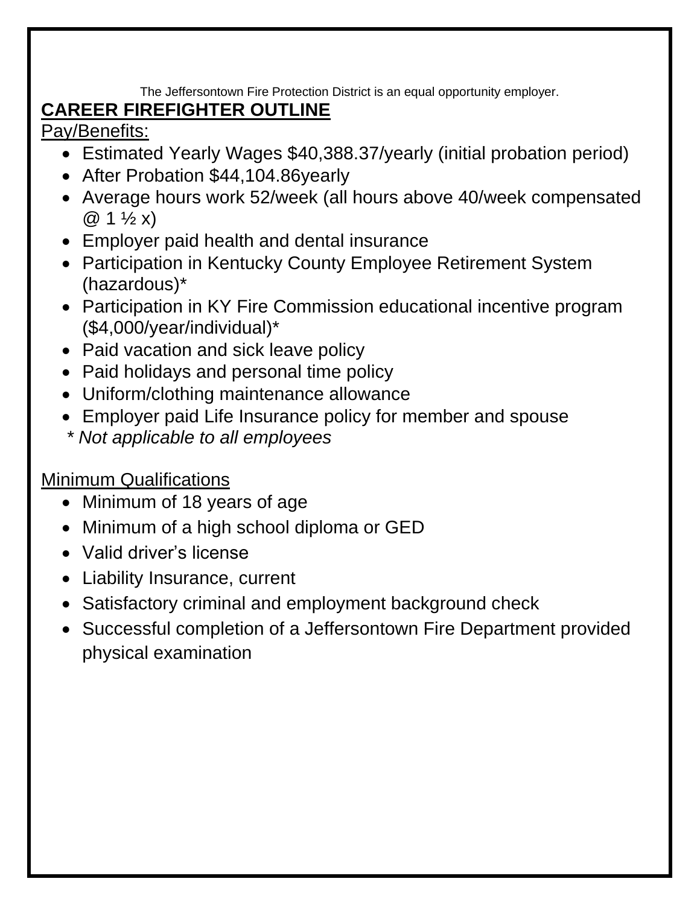The Jeffersontown Fire Protection District is an equal opportunity employer.

## CAREER FIREFIGHTER OUTLINE

Pay/Benefits:

- Estimated Yearly Wages $40,388.37/yearly (initial probation period)
- After Probation $44,104.86yearly
- Average hours work 52/week (all hours above 40/week compensated @ 1 ½ x)
- Employer paid health and dental insurance
- Participation in Kentucky County Employee Retirement System (hazardous)*
- Participation in KY Fire Commission educational incentive program ($4,000/year/individual)*
- Paid vacation and sick leave policy
- Paid holidays and personal time policy
- Uniform/clothing maintenance allowance
- Employer paid Life Insurance policy for member and spouse

*\* Not applicable to all employees*

Minimum Qualifications

- Minimum of 18 years of age
- Minimum of a high school diploma or GED
- Valid driver's license
- Liability Insurance, current
- Satisfactory criminal and employment background check
- Successful completion of a Jeffersontown Fire Department provided physical examination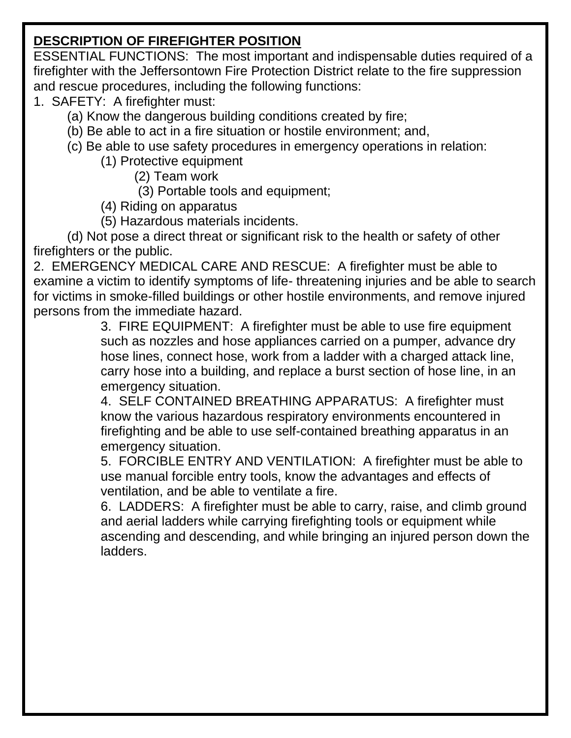**DESCRIPTION OF FIREFIGHTER POSITION**

ESSENTIAL FUNCTIONS: The most important and indispensable duties required of a firefighter with the Jeffersontown Fire Protection District relate to the fire suppression and rescue procedures, including the following functions:

1. SAFETY: A firefighter must:
   - (a) Know the dangerous building conditions created by fire;
   - (b) Be able to act in a fire situation or hostile environment; and,
   - (c) Be able to use safety procedures in emergency operations in relation:
     - (1) Protective equipment
     - (2) Team work
     - (3) Portable tools and equipment;
     - (4) Riding on apparatus
     - (5) Hazardous materials incidents.
   - (d) Not pose a direct threat or significant risk to the health or safety of other firefighters or the public.
2. EMERGENCY MEDICAL CARE AND RESCUE: A firefighter must be able to examine a victim to identify symptoms of life- threatening injuries and be able to search for victims in smoke-filled buildings or other hostile environments, and remove injured persons from the immediate hazard.
3. FIRE EQUIPMENT: A firefighter must be able to use fire equipment such as nozzles and hose appliances carried on a pumper, advance dry hose lines, connect hose, work from a ladder with a charged attack line, carry hose into a building, and replace a burst section of hose line, in an emergency situation.
4. SELF CONTAINED BREATHING APPARATUS: A firefighter must know the various hazardous respiratory environments encountered in firefighting and be able to use self-contained breathing apparatus in an emergency situation.
5. FORCIBLE ENTRY AND VENTILATION: A firefighter must be able to use manual forcible entry tools, know the advantages and effects of ventilation, and be able to ventilate a fire.
6. LADDERS: A firefighter must be able to carry, raise, and climb ground and aerial ladders while carrying firefighting tools or equipment while ascending and descending, and while bringing an injured person down the ladders.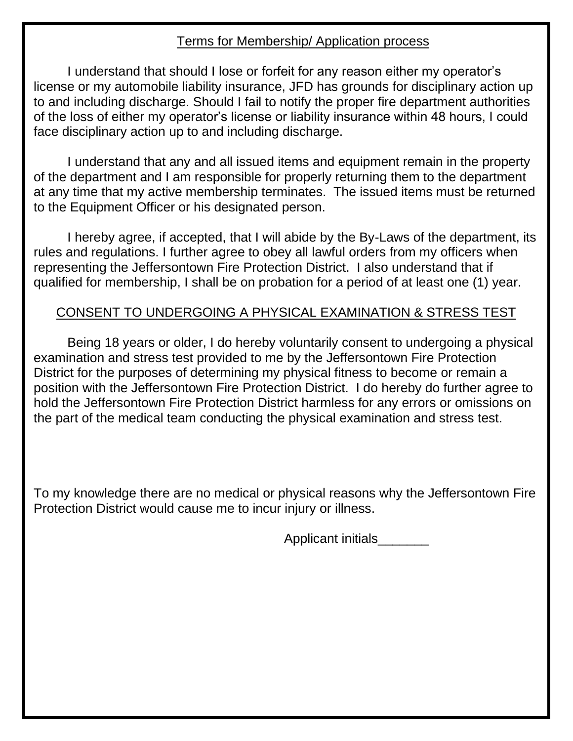## Terms for Membership/ Application process

I understand that should I lose or forfeit for any reason either my operator's license or my automobile liability insurance, JFD has grounds for disciplinary action up to and including discharge. Should I fail to notify the proper fire department authorities of the loss of either my operator's license or liability insurance within 48 hours, I could face disciplinary action up to and including discharge.

I understand that any and all issued items and equipment remain in the property of the department and I am responsible for properly returning them to the department at any time that my active membership terminates. The issued items must be returned to the Equipment Officer or his designated person.

I hereby agree, if accepted, that I will abide by the By-Laws of the department, its rules and regulations. I further agree to obey all lawful orders from my officers when representing the Jeffersontown Fire Protection District. I also understand that if qualified for membership, I shall be on probation for a period of at least one (1) year.

## CONSENT TO UNDERGOING A PHYSICAL EXAMINATION & STRESS TEST

Being 18 years or older, I do hereby voluntarily consent to undergoing a physical examination and stress test provided to me by the Jeffersontown Fire Protection District for the purposes of determining my physical fitness to become or remain a position with the Jeffersontown Fire Protection District. I do hereby do further agree to hold the Jeffersontown Fire Protection District harmless for any errors or omissions on the part of the medical team conducting the physical examination and stress test.

To my knowledge there are no medical or physical reasons why the Jeffersontown Fire Protection District would cause me to incur injury or illness.

Applicant initials_______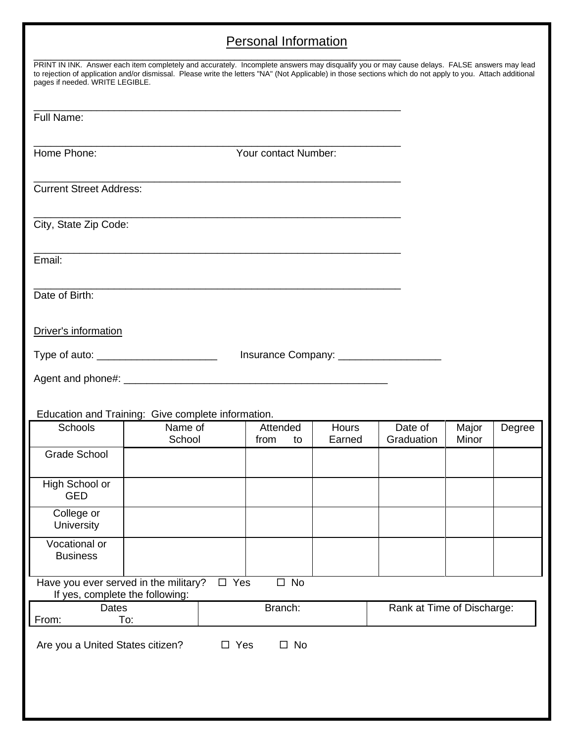# Personal Information

PRINT IN INK. Answer each item completely and accurately. Incomplete answers may disqualify you or may cause delays. FALSE answers may lead to rejection of application and/or dismissal. Please write the letters "NA" (Not Applicable) in those sections which do not apply to you. Attach additional pages if needed. WRITE LEGIBLE.

___________________________________________________________________

Full Name:

___________________________________________________________________

Home Phone: Your contact Number:

___________________________________________________________________

Current Street Address:

___________________________________________________________________

City, State Zip Code:

___________________________________________________________________

Email:

___________________________________________________________________

Date of Birth:

Driver's information

Type of auto: _____________________ Insurance Company: __________________

Agent and phone#: ______________________________________________

Education and Training: Give complete information.

| Schools | Name of School | Attended from to | Hours Earned | Date of Graduation | Major Minor | Degree |
|---|---|---|---|---|---|---|
| Grade School | | | | | | |
| High School or GED | | | | | | |
| College or University | | | | | | |
| Vocational or Business | | | | | | |

Have you ever served in the military? ☐ Yes ☐ No

If yes, complete the following:

| Dates From: To: | Branch: | Rank at Time of Discharge: |
|---|---|---|

Are you a United States citizen? ☐ Yes ☐ No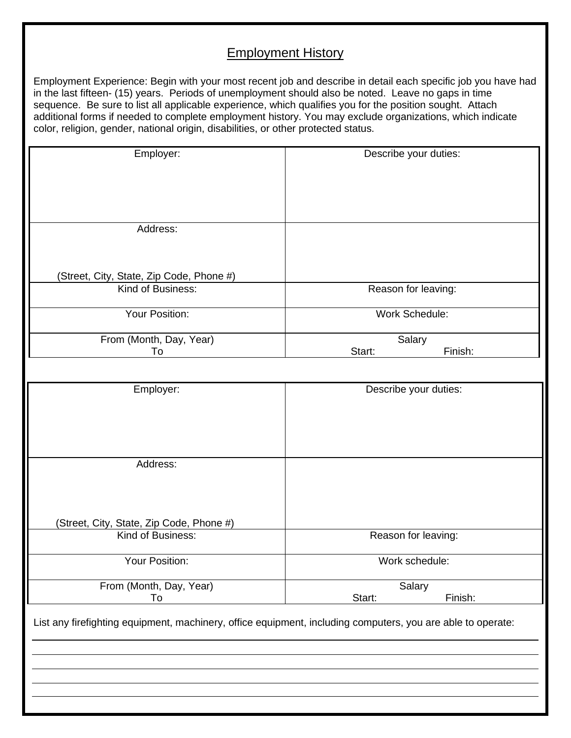## Employment History

Employment Experience: Begin with your most recent job and describe in detail each specific job you have had in the last fifteen- (15) years. Periods of unemployment should also be noted. Leave no gaps in time sequence. Be sure to list all applicable experience, which qualifies you for the position sought. Attach additional forms if needed to complete employment history. You may exclude organizations, which indicate color, religion, gender, national origin, disabilities, or other protected status.

| Employer: | Describe your duties: |
|---|---|
| Address:<br><br>(Street, City, State, Zip Code, Phone #) | |
| Kind of Business: | Reason for leaving: |
| Your Position: | Work Schedule: |
| From (Month, Day, Year)<br>To | Salary<br>Start: Finish: |

| Employer: | Describe your duties: |
|---|---|
| Address:<br><br>(Street, City, State, Zip Code, Phone #) | |
| Kind of Business: | Reason for leaving: |
| Your Position: | Work schedule: |
| From (Month, Day, Year)<br>To | Salary<br>Start: Finish: |

List any firefighting equipment, machinery, office equipment, including computers, you are able to operate:

\_\_\_\_\_\_\_\_\_\_\_\_\_\_\_\_\_\_\_\_\_\_\_\_\_\_\_\_\_\_\_\_\_\_\_\_\_\_\_\_\_\_\_\_\_\_\_\_\_\_\_\_\_\_\_\_\_\_\_\_\_\_\_\_\_\_\_\_\_\_\_\_\_\_\_\_

\_\_\_\_\_\_\_\_\_\_\_\_\_\_\_\_\_\_\_\_\_\_\_\_\_\_\_\_\_\_\_\_\_\_\_\_\_\_\_\_\_\_\_\_\_\_\_\_\_\_\_\_\_\_\_\_\_\_\_\_\_\_\_\_\_\_\_\_\_\_\_\_\_\_\_\_

\_\_\_\_\_\_\_\_\_\_\_\_\_\_\_\_\_\_\_\_\_\_\_\_\_\_\_\_\_\_\_\_\_\_\_\_\_\_\_\_\_\_\_\_\_\_\_\_\_\_\_\_\_\_\_\_\_\_\_\_\_\_\_\_\_\_\_\_\_\_\_\_\_\_\_\_

\_\_\_\_\_\_\_\_\_\_\_\_\_\_\_\_\_\_\_\_\_\_\_\_\_\_\_\_\_\_\_\_\_\_\_\_\_\_\_\_\_\_\_\_\_\_\_\_\_\_\_\_\_\_\_\_\_\_\_\_\_\_\_\_\_\_\_\_\_\_\_\_\_\_\_\_

\_\_\_\_\_\_\_\_\_\_\_\_\_\_\_\_\_\_\_\_\_\_\_\_\_\_\_\_\_\_\_\_\_\_\_\_\_\_\_\_\_\_\_\_\_\_\_\_\_\_\_\_\_\_\_\_\_\_\_\_\_\_\_\_\_\_\_\_\_\_\_\_\_\_\_\_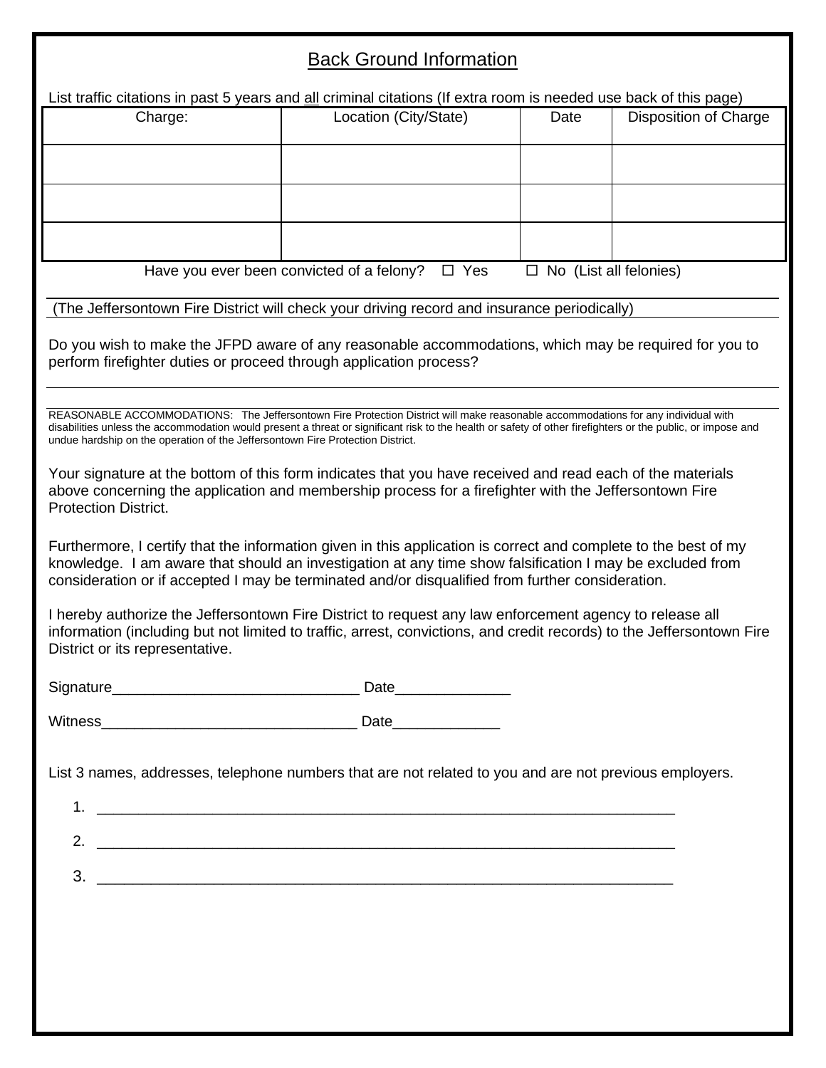## Back Ground Information

List traffic citations in past 5 years and all criminal citations (If extra room is needed use back of this page)

| Charge: | Location (City/State) | Date | Disposition of Charge |
|---|---|---|---|
| | | | |
| | | | |
| | | | |

Have you ever been convicted of a felony? ☐ Yes ☐ No (List all felonies)

___

(The Jeffersontown Fire District will check your driving record and insurance periodically)

Do you wish to make the JFPD aware of any reasonable accommodations, which may be required for you to perform firefighter duties or proceed through application process?

___

___

REASONABLE ACCOMMODATIONS: The Jeffersontown Fire Protection District will make reasonable accommodations for any individual with disabilities unless the accommodation would present a threat or significant risk to the health or safety of other firefighters or the public, or impose and undue hardship on the operation of the Jeffersontown Fire Protection District.

Your signature at the bottom of this form indicates that you have received and read each of the materials above concerning the application and membership process for a firefighter with the Jeffersontown Fire Protection District.

Furthermore, I certify that the information given in this application is correct and complete to the best of my knowledge. I am aware that should an investigation at any time show falsification I may be excluded from consideration or if accepted I may be terminated and/or disqualified from further consideration.

I hereby authorize the Jeffersontown Fire District to request any law enforcement agency to release all information (including but not limited to traffic, arrest, convictions, and credit records) to the Jeffersontown Fire District or its representative.

Signature______________________________ Date______________

Witness_______________________________ Date_____________

List 3 names, addresses, telephone numbers that are not related to you and are not previous employers.

1. ______________________________________________________________________
2. ______________________________________________________________________
3. ______________________________________________________________________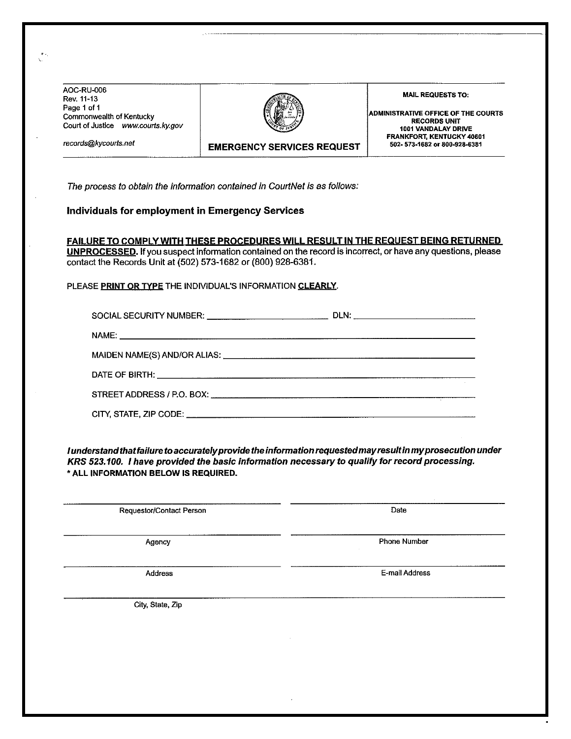AOC-RU-006
Rev. 11-13
Page 1 of 1
Commonwealth of Kentucky
Court of Justice www.courts.ky.gov

records@kycourts.net

## EMERGENCY SERVICES REQUEST

**MAIL REQUESTS TO:**

**ADMINISTRATIVE OFFICE OF THE COURTS**
**RECORDS UNIT**
**1001 VANDALAY DRIVE**
**FRANKFORT, KENTUCKY 40601**
**502- 573-1682 or 800-928-6381**

*The process to obtain the information contained in CourtNet is as follows:*

### Individuals for employment in Emergency Services

**FAILURE TO COMPLY WITH THESE PROCEDURES WILL RESULT IN THE REQUEST BEING RETURNED UNPROCESSED.** If you suspect information contained on the record is incorrect, or have any questions, please contact the Records Unit at (502) 573-1682 or (800) 928-6381.

PLEASE **PRINT OR TYPE** THE INDIVIDUAL'S INFORMATION **CLEARLY**.

SOCIAL SECURITY NUMBER: ____________________ DLN: ____________________

NAME: ________________________________________

MAIDEN NAME(S) AND/OR ALIAS: ________________________________________

DATE OF BIRTH: ________________________________________

STREET ADDRESS / P.O. BOX: ________________________________________

CITY, STATE, ZIP CODE: ________________________________________

***I understand that failure to accurately provide the information requested may result in my prosecution under KRS 523.100. I have provided the basic information necessary to qualify for record processing.***
**\* ALL INFORMATION BELOW IS REQUIRED.**

____________________ Requestor/Contact Person

____________________ Date

____________________ Agency

____________________ Phone Number

____________________ Address

____________________ E-mail Address

____________________ City, State, Zip